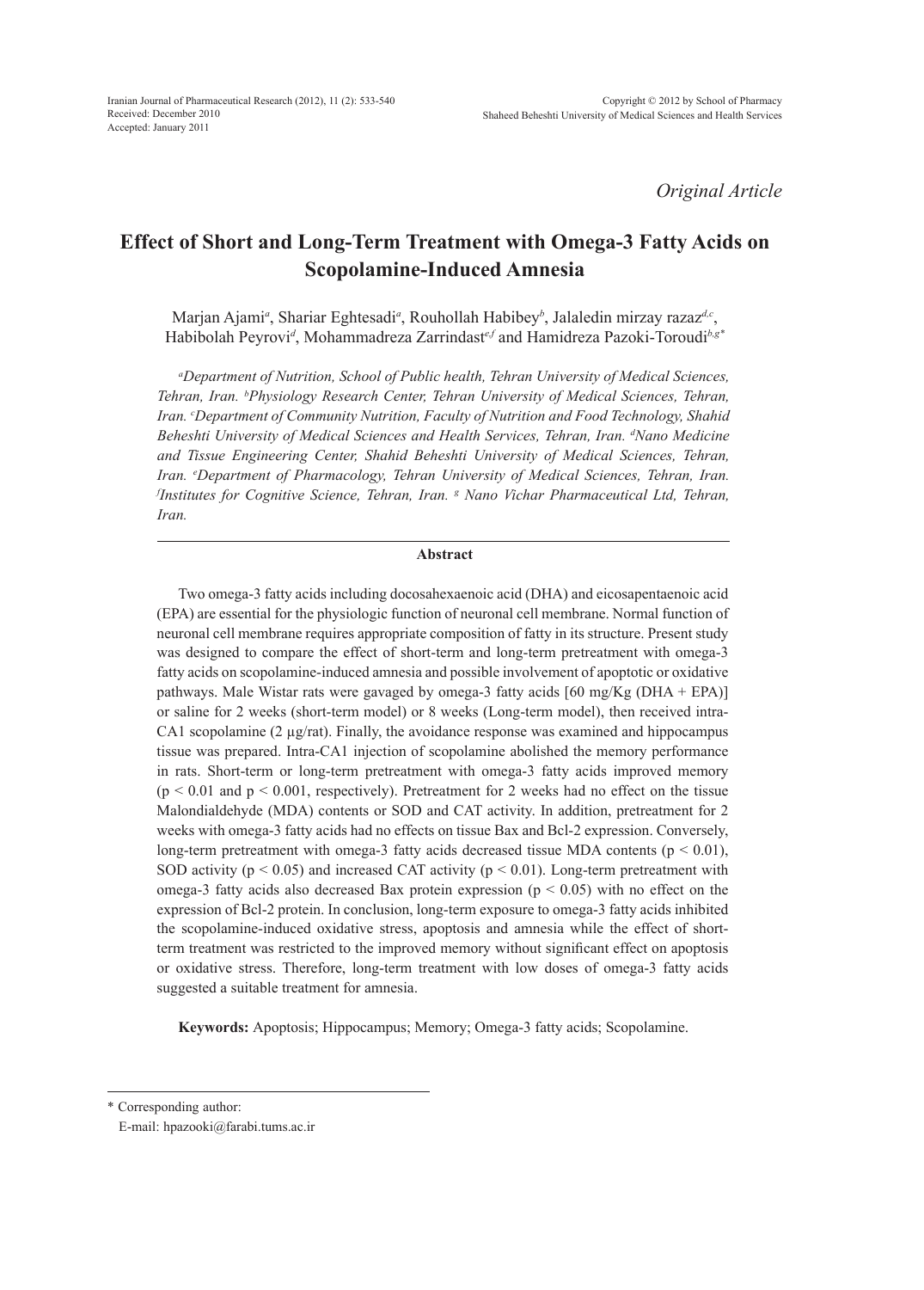*Original Article*

# Effect of Short and Long-Term Treatment with Omega-3 Fatty Acids on Scopolamine-Induced Amnesia

Marjan Ajami[a], Shariar Eghtesadi[a], Rouhollah Habibey[b], Jalaledin mirzay razaz[d,c], Habibolah Peyrovi[d], Mohammadreza Zarrindast[e,f] and Hamidreza Pazoki-Toroudi[b,g*]

*[a]Department of Nutrition, School of Public health, Tehran University of Medical Sciences, Tehran, Iran. [b]Physiology Research Center, Tehran University of Medical Sciences, Tehran, Iran. [c]Department of Community Nutrition, Faculty of Nutrition and Food Technology, Shahid Beheshti University of Medical Sciences and Health Services, Tehran, Iran. [d]Nano Medicine and Tissue Engineering Center, Shahid Beheshti University of Medical Sciences, Tehran, Iran. [e]Department of Pharmacology, Tehran University of Medical Sciences, Tehran, Iran. [f]Institutes for Cognitive Science, Tehran, Iran. [g] Nano Vichar Pharmaceutical Ltd, Tehran, Iran.*

## Abstract

Two omega-3 fatty acids including docosahexaenoic acid (DHA) and eicosapentaenoic acid (EPA) are essential for the physiologic function of neuronal cell membrane. Normal function of neuronal cell membrane requires appropriate composition of fatty in its structure. Present study was designed to compare the effect of short-term and long-term pretreatment with omega-3 fatty acids on scopolamine-induced amnesia and possible involvement of apoptotic or oxidative pathways. Male Wistar rats were gavaged by omega-3 fatty acids [60 mg/Kg (DHA + EPA)] or saline for 2 weeks (short-term model) or 8 weeks (Long-term model), then received intra-CA1 scopolamine (2 µg/rat). Finally, the avoidance response was examined and hippocampus tissue was prepared. Intra-CA1 injection of scopolamine abolished the memory performance in rats. Short-term or long-term pretreatment with omega-3 fatty acids improved memory ($p < 0.01$ and $p < 0.001$, respectively). Pretreatment for 2 weeks had no effect on the tissue Malondialdehyde (MDA) contents or SOD and CAT activity. In addition, pretreatment for 2 weeks with omega-3 fatty acids had no effects on tissue Bax and Bcl-2 expression. Conversely, long-term pretreatment with omega-3 fatty acids decreased tissue MDA contents ($p < 0.01$), SOD activity ($p < 0.05$) and increased CAT activity ($p < 0.01$). Long-term pretreatment with omega-3 fatty acids also decreased Bax protein expression ($p < 0.05$) with no effect on the expression of Bcl-2 protein. In conclusion, long-term exposure to omega-3 fatty acids inhibited the scopolamine-induced oxidative stress, apoptosis and amnesia while the effect of short-term treatment was restricted to the improved memory without significant effect on apoptosis or oxidative stress. Therefore, long-term treatment with low doses of omega-3 fatty acids suggested a suitable treatment for amnesia.

**Keywords:** Apoptosis; Hippocampus; Memory; Omega-3 fatty acids; Scopolamine.

---

* Corresponding author:
E-mail: hpazooki@farabi.tums.ac.ir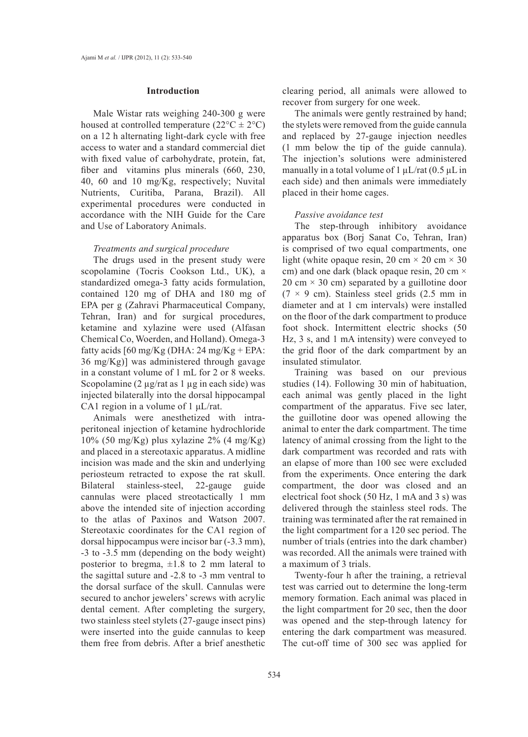### Introduction

Male Wistar rats weighing 240-300 g were housed at controlled temperature (22°C ± 2°C) on a 12 h alternating light-dark cycle with free access to water and a standard commercial diet with fixed value of carbohydrate, protein, fat, fiber and vitamins plus minerals (660, 230, 40, 60 and 10 mg/Kg, respectively; Nuvital Nutrients, Curitiba, Parana, Brazil). All experimental procedures were conducted in accordance with the NIH Guide for the Care and Use of Laboratory Animals.

*Treatments and surgical procedure*

The drugs used in the present study were scopolamine (Tocris Cookson Ltd., UK), a standardized omega-3 fatty acids formulation, contained 120 mg of DHA and 180 mg of EPA per g (Zahravi Pharmaceutical Company, Tehran, Iran) and for surgical procedures, ketamine and xylazine were used (Alfasan Chemical Co, Woerden, and Holland). Omega-3 fatty acids [60 mg/Kg (DHA: 24 mg/Kg + EPA: 36 mg/Kg)] was administered through gavage in a constant volume of 1 mL for 2 or 8 weeks. Scopolamine (2 µg/rat as 1 µg in each side) was injected bilaterally into the dorsal hippocampal CA1 region in a volume of 1 µL/rat.

Animals were anesthetized with intraperitoneal injection of ketamine hydrochloride 10% (50 mg/Kg) plus xylazine 2% (4 mg/Kg) and placed in a stereotaxic apparatus. A midline incision was made and the skin and underlying periosteum retracted to expose the rat skull. Bilateral stainless-steel, 22-gauge guide cannulas were placed streotactically 1 mm above the intended site of injection according to the atlas of Paxinos and Watson 2007. Stereotaxic coordinates for the CA1 region of dorsal hippocampus were incisor bar (-3.3 mm), -3 to -3.5 mm (depending on the body weight) posterior to bregma, ±1.8 to 2 mm lateral to the sagittal suture and -2.8 to -3 mm ventral to the dorsal surface of the skull. Cannulas were secured to anchor jewelers' screws with acrylic dental cement. After completing the surgery, two stainless steel stylets (27-gauge insect pins) were inserted into the guide cannulas to keep them free from debris. After a brief anesthetic clearing period, all animals were allowed to recover from surgery for one week.

The animals were gently restrained by hand; the stylets were removed from the guide cannula and replaced by 27-gauge injection needles (1 mm below the tip of the guide cannula). The injection's solutions were administered manually in a total volume of 1 µL/rat (0.5 µL in each side) and then animals were immediately placed in their home cages.

*Passive avoidance test*

The step-through inhibitory avoidance apparatus box (Borj Sanat Co, Tehran, Iran) is comprised of two equal compartments, one light (white opaque resin, 20 cm × 20 cm × 30 cm) and one dark (black opaque resin, 20 cm × 20 cm × 30 cm) separated by a guillotine door (7 × 9 cm). Stainless steel grids (2.5 mm in diameter and at 1 cm intervals) were installed on the floor of the dark compartment to produce foot shock. Intermittent electric shocks (50 Hz, 3 s, and 1 mA intensity) were conveyed to the grid floor of the dark compartment by an insulated stimulator.

Training was based on our previous studies (14). Following 30 min of habituation, each animal was gently placed in the light compartment of the apparatus. Five sec later, the guillotine door was opened allowing the animal to enter the dark compartment. The time latency of animal crossing from the light to the dark compartment was recorded and rats with an elapse of more than 100 sec were excluded from the experiments. Once entering the dark compartment, the door was closed and an electrical foot shock (50 Hz, 1 mA and 3 s) was delivered through the stainless steel rods. The training was terminated after the rat remained in the light compartment for a 120 sec period. The number of trials (entries into the dark chamber) was recorded. All the animals were trained with a maximum of 3 trials.

Twenty-four h after the training, a retrieval test was carried out to determine the long-term memory formation. Each animal was placed in the light compartment for 20 sec, then the door was opened and the step-through latency for entering the dark compartment was measured. The cut-off time of 300 sec was applied for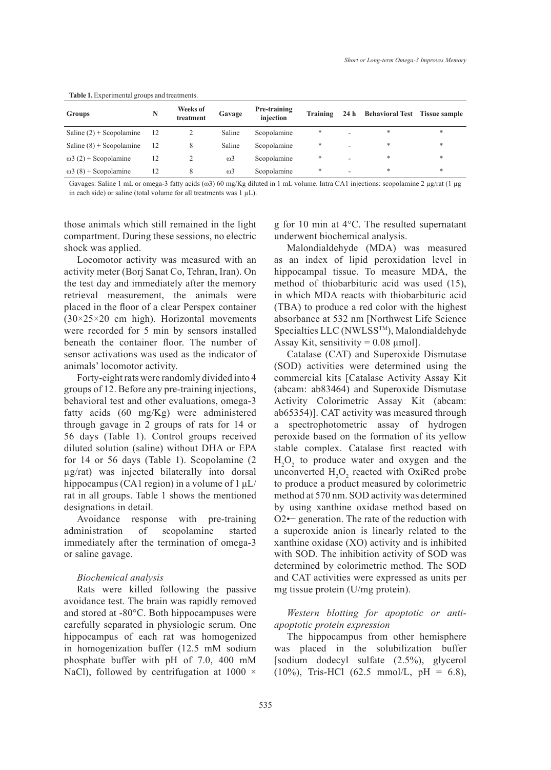**Table 1.** Experimental groups and treatments.

| Groups | N | Weeks of treatment | Gavage | Pre-training injection | Training | 24 h | Behavioral Test | Tissue sample |
|---|---|---|---|---|---|---|---|---|
| Saline (2) + Scopolamine | 12 | 2 | Saline | Scopolamine | * | - | * | * |
| Saline (8) + Scopolamine | 12 | 8 | Saline | Scopolamine | * | - | * | * |
| ω3 (2) + Scopolamine | 12 | 2 | ω3 | Scopolamine | * | - | * | * |
| ω3 (8) + Scopolamine | 12 | 8 | ω3 | Scopolamine | * | - | * | * |

Gavages: Saline 1 mL or omega-3 fatty acids (ω3) 60 mg/Kg diluted in 1 mL volume. Intra CA1 injections: scopolamine 2 µg/rat (1 µg in each side) or saline (total volume for all treatments was 1 µL).

those animals which still remained in the light compartment. During these sessions, no electric shock was applied.

Locomotor activity was measured with an activity meter (Borj Sanat Co, Tehran, Iran). On the test day and immediately after the memory retrieval measurement, the animals were placed in the floor of a clear Perspex container (30×25×20 cm high). Horizontal movements were recorded for 5 min by sensors installed beneath the container floor. The number of sensor activations was used as the indicator of animals' locomotor activity.

Forty-eight rats were randomly divided into 4 groups of 12. Before any pre-training injections, behavioral test and other evaluations, omega-3 fatty acids (60 mg/Kg) were administered through gavage in 2 groups of rats for 14 or 56 days (Table 1). Control groups received diluted solution (saline) without DHA or EPA for 14 or 56 days (Table 1). Scopolamine (2 µg/rat) was injected bilaterally into dorsal hippocampus (CA1 region) in a volume of 1 µL/rat in all groups. Table 1 shows the mentioned designations in detail.

Avoidance response with pre-training administration of scopolamine started immediately after the termination of omega-3 or saline gavage.

### *Biochemical analysis*

Rats were killed following the passive avoidance test. The brain was rapidly removed and stored at -80°C. Both hippocampuses were carefully separated in physiologic serum. One hippocampus of each rat was homogenized in homogenization buffer (12.5 mM sodium phosphate buffer with pH of 7.0, 400 mM NaCl), followed by centrifugation at 1000 × g for 10 min at 4°C. The resulted supernatant underwent biochemical analysis.

Malondialdehyde (MDA) was measured as an index of lipid peroxidation level in hippocampal tissue. To measure MDA, the method of thiobarbituric acid was used (15), in which MDA reacts with thiobarbituric acid (TBA) to produce a red color with the highest absorbance at 532 nm [Northwest Life Science Specialties LLC (NWLSS™), Malondialdehyde Assay Kit, sensitivity = 0.08 µmol].

Catalase (CAT) and Superoxide Dismutase (SOD) activities were determined using the commercial kits [Catalase Activity Assay Kit (abcam: ab83464) and Superoxide Dismutase Activity Colorimetric Assay Kit (abcam: ab65354)]. CAT activity was measured through a spectrophotometric assay of hydrogen peroxide based on the formation of its yellow stable complex. Catalase first reacted with $H_2O_2$ to produce water and oxygen and the unconverted $H_2O_2$ reacted with OxiRed probe to produce a product measured by colorimetric method at 570 nm. SOD activity was determined by using xanthine oxidase method based on $O_2^{\bullet -}$ generation. The rate of the reduction with a superoxide anion is linearly related to the xanthine oxidase (XO) activity and is inhibited with SOD. The inhibition activity of SOD was determined by colorimetric method. The SOD and CAT activities were expressed as units per mg tissue protein (U/mg protein).

### *Western blotting for apoptotic or anti-apoptotic protein expression*

The hippocampus from other hemisphere was placed in the solubilization buffer [sodium dodecyl sulfate (2.5%), glycerol (10%), Tris-HCl (62.5 mmol/L, pH = 6.8),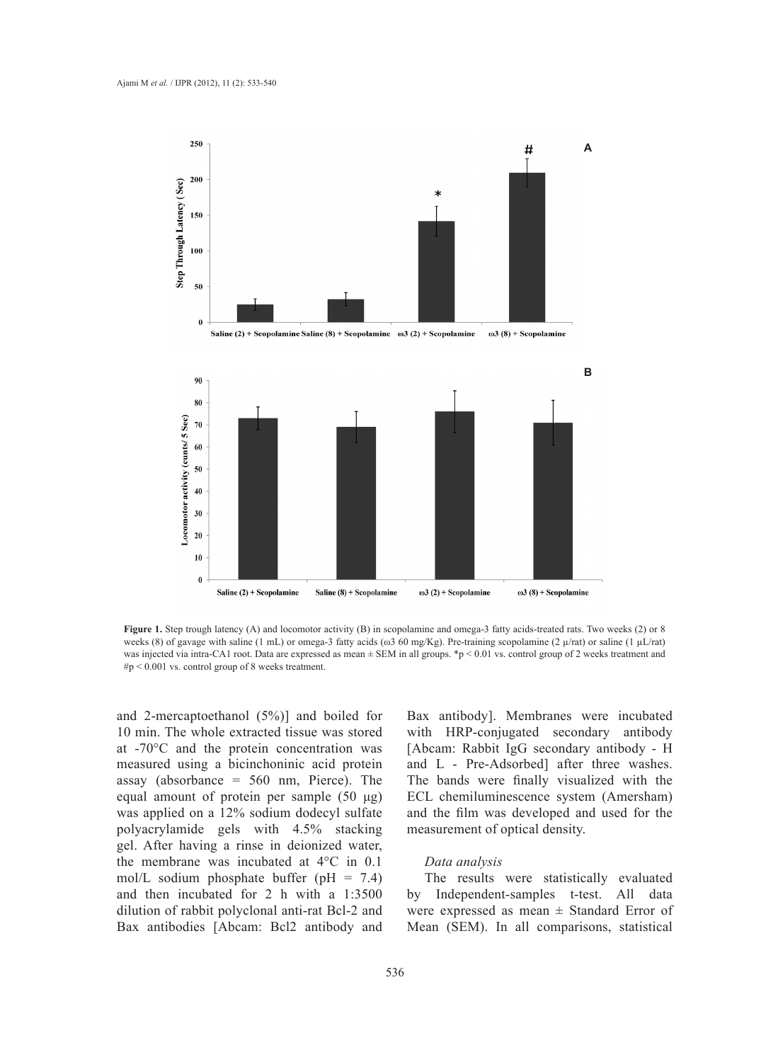**Figure 1.** Step trough latency (A) and locomotor activity (B) in scopolamine and omega-3 fatty acids-treated rats. Two weeks (2) or 8 weeks (8) of gavage with saline (1 mL) or omega-3 fatty acids (ω3 60 mg/Kg). Pre-training scopolamine (2 µ/rat) or saline (1 µL/rat) was injected via intra-CA1 root. Data are expressed as mean ± SEM in all groups. *p < 0.01 vs. control group of 2 weeks treatment and #p < 0.001 vs. control group of 8 weeks treatment.

and 2-mercaptoethanol (5%)] and boiled for 10 min. The whole extracted tissue was stored at -70°C and the protein concentration was measured using a bicinchoninic acid protein assay (absorbance = 560 nm, Pierce). The equal amount of protein per sample (50 µg) was applied on a 12% sodium dodecyl sulfate polyacrylamide gels with 4.5% stacking gel. After having a rinse in deionized water, the membrane was incubated at 4°C in 0.1 mol/L sodium phosphate buffer (pH = 7.4) and then incubated for 2 h with a 1:3500 dilution of rabbit polyclonal anti-rat Bcl-2 and Bax antibodies [Abcam: Bcl2 antibody and Bax antibody]. Membranes were incubated with HRP-conjugated secondary antibody [Abcam: Rabbit IgG secondary antibody - H and L - Pre-Adsorbed] after three washes. The bands were finally visualized with the ECL chemiluminescence system (Amersham) and the film was developed and used for the measurement of optical density.

*Data analysis*

The results were statistically evaluated by Independent-samples t-test. All data were expressed as mean ± Standard Error of Mean (SEM). In all comparisons, statistical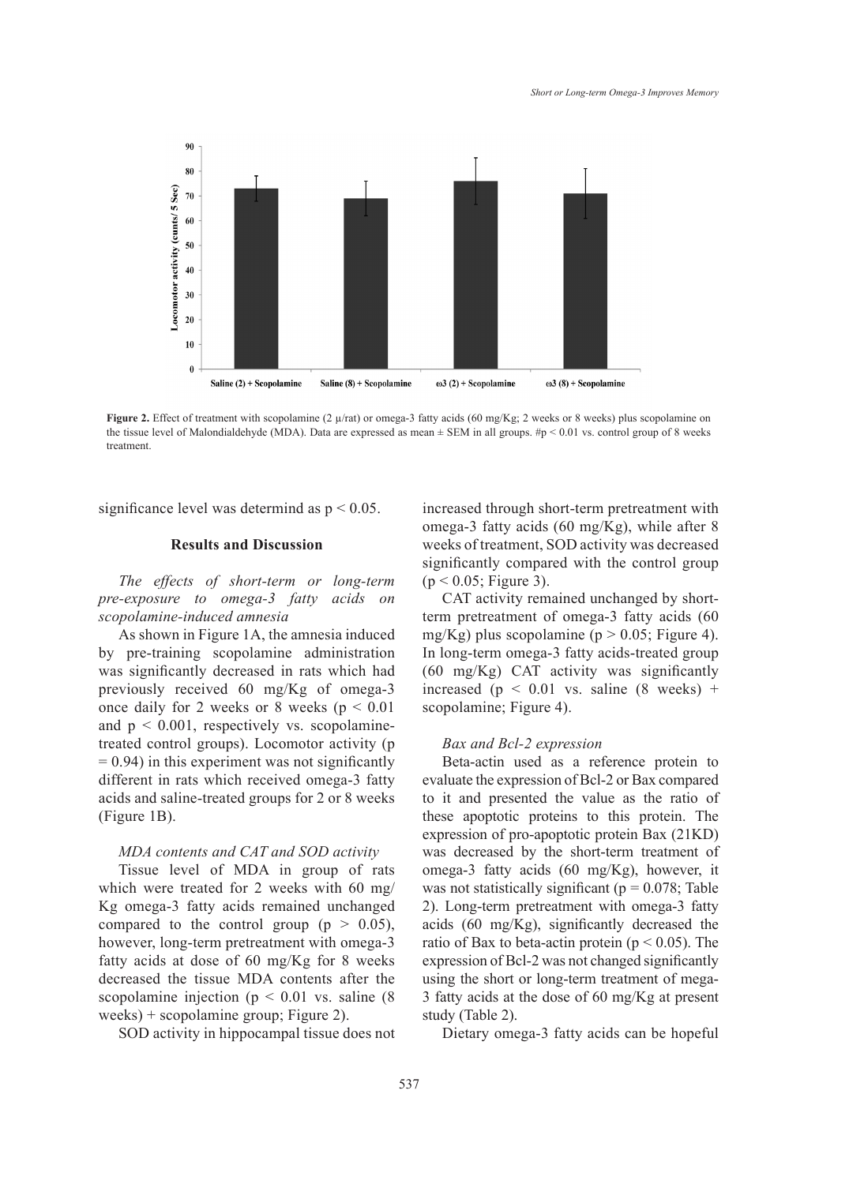**Figure 2.** Effect of treatment with scopolamine (2 μ/rat) or omega-3 fatty acids (60 mg/Kg; 2 weeks or 8 weeks) plus scopolamine on the tissue level of Malondialdehyde (MDA). Data are expressed as mean ± SEM in all groups. #p < 0.01 vs. control group of 8 weeks treatment.

significance level was determind as $p < 0.05$.

## Results and Discussion

*The effects of short-term or long-term pre-exposure to omega-3 fatty acids on scopolamine-induced amnesia*

As shown in Figure 1A, the amnesia induced by pre-training scopolamine administration was significantly decreased in rats which had previously received 60 mg/Kg of omega-3 once daily for 2 weeks or 8 weeks ($p < 0.01$ and $p < 0.001$, respectively vs. scopolamine-treated control groups). Locomotor activity ($p = 0.94$) in this experiment was not significantly different in rats which received omega-3 fatty acids and saline-treated groups for 2 or 8 weeks (Figure 1B).

*MDA contents and CAT and SOD activity*

Tissue level of MDA in group of rats which were treated for 2 weeks with 60 mg/Kg omega-3 fatty acids remained unchanged compared to the control group ($p > 0.05$), however, long-term pretreatment with omega-3 fatty acids at dose of 60 mg/Kg for 8 weeks decreased the tissue MDA contents after the scopolamine injection ($p < 0.01$ vs. saline (8 weeks) + scopolamine group; Figure 2).

SOD activity in hippocampal tissue does not increased through short-term pretreatment with omega-3 fatty acids (60 mg/Kg), while after 8 weeks of treatment, SOD activity was decreased significantly compared with the control group ($p < 0.05$; Figure 3).

CAT activity remained unchanged by short-term pretreatment of omega-3 fatty acids (60 mg/Kg) plus scopolamine ($p > 0.05$; Figure 4). In long-term omega-3 fatty acids-treated group (60 mg/Kg) CAT activity was significantly increased ($p < 0.01$ vs. saline (8 weeks) + scopolamine; Figure 4).

*Bax and Bcl-2 expression*

Beta-actin used as a reference protein to evaluate the expression of Bcl-2 or Bax compared to it and presented the value as the ratio of these apoptotic proteins to this protein. The expression of pro-apoptotic protein Bax (21KD) was decreased by the short-term treatment of omega-3 fatty acids (60 mg/Kg), however, it was not statistically significant ($p = 0.078$; Table 2). Long-term pretreatment with omega-3 fatty acids (60 mg/Kg), significantly decreased the ratio of Bax to beta-actin protein ($p < 0.05$). The expression of Bcl-2 was not changed significantly using the short or long-term treatment of mega-3 fatty acids at the dose of 60 mg/Kg at present study (Table 2).

Dietary omega-3 fatty acids can be hopeful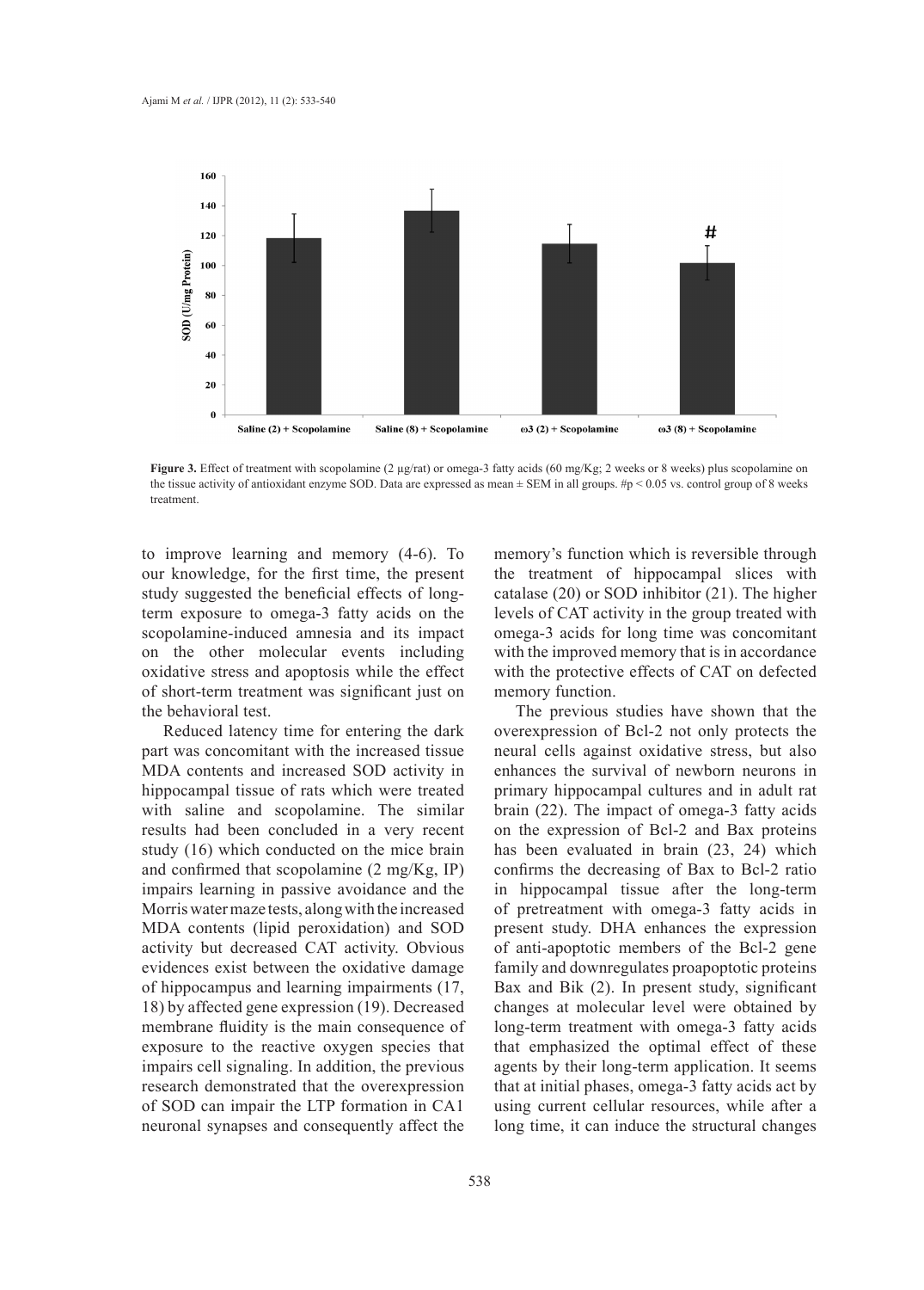**Figure 3.** Effect of treatment with scopolamine (2 μg/rat) or omega-3 fatty acids (60 mg/Kg; 2 weeks or 8 weeks) plus scopolamine on the tissue activity of antioxidant enzyme SOD. Data are expressed as mean ± SEM in all groups. #p < 0.05 vs. control group of 8 weeks treatment.

to improve learning and memory (4-6). To our knowledge, for the first time, the present study suggested the beneficial effects of long-term exposure to omega-3 fatty acids on the scopolamine-induced amnesia and its impact on the other molecular events including oxidative stress and apoptosis while the effect of short-term treatment was significant just on the behavioral test.

Reduced latency time for entering the dark part was concomitant with the increased tissue MDA contents and increased SOD activity in hippocampal tissue of rats which were treated with saline and scopolamine. The similar results had been concluded in a very recent study (16) which conducted on the mice brain and confirmed that scopolamine (2 mg/Kg, IP) impairs learning in passive avoidance and the Morris water maze tests, along with the increased MDA contents (lipid peroxidation) and SOD activity but decreased CAT activity. Obvious evidences exist between the oxidative damage of hippocampus and learning impairments (17, 18) by affected gene expression (19). Decreased membrane fluidity is the main consequence of exposure to the reactive oxygen species that impairs cell signaling. In addition, the previous research demonstrated that the overexpression of SOD can impair the LTP formation in CA1 neuronal synapses and consequently affect the memory's function which is reversible through the treatment of hippocampal slices with catalase (20) or SOD inhibitor (21). The higher levels of CAT activity in the group treated with omega-3 acids for long time was concomitant with the improved memory that is in accordance with the protective effects of CAT on defected memory function.

The previous studies have shown that the overexpression of Bcl-2 not only protects the neural cells against oxidative stress, but also enhances the survival of newborn neurons in primary hippocampal cultures and in adult rat brain (22). The impact of omega-3 fatty acids on the expression of Bcl-2 and Bax proteins has been evaluated in brain (23, 24) which confirms the decreasing of Bax to Bcl-2 ratio in hippocampal tissue after the long-term of pretreatment with omega-3 fatty acids in present study. DHA enhances the expression of anti-apoptotic members of the Bcl-2 gene family and downregulates proapoptotic proteins Bax and Bik (2). In present study, significant changes at molecular level were obtained by long-term treatment with omega-3 fatty acids that emphasized the optimal effect of these agents by their long-term application. It seems that at initial phases, omega-3 fatty acids act by using current cellular resources, while after a long time, it can induce the structural changes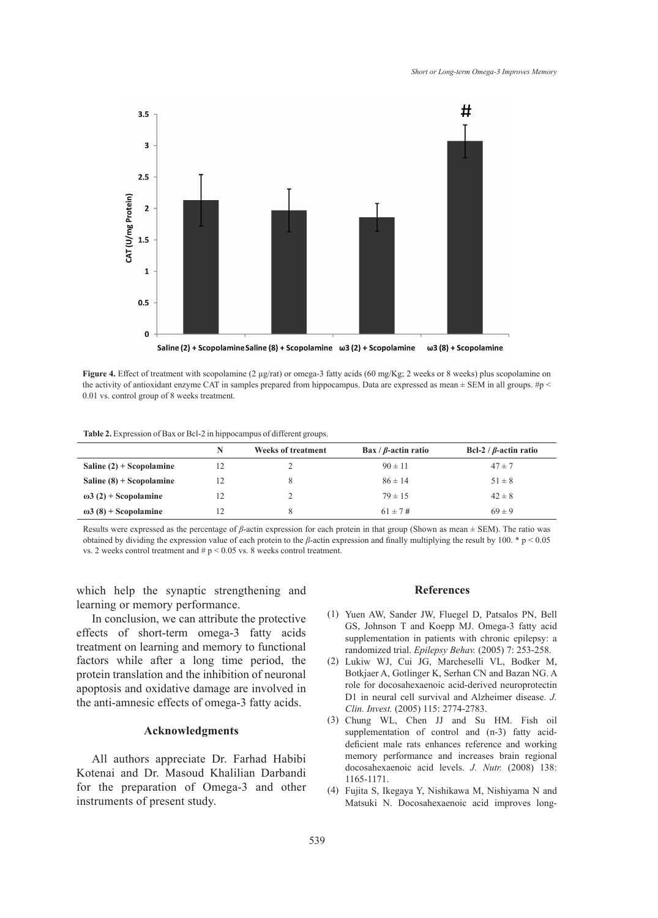**Figure 4.** Effect of treatment with scopolamine (2 µg/rat) or omega-3 fatty acids (60 mg/Kg; 2 weeks or 8 weeks) plus scopolamine on the activity of antioxidant enzyme CAT in samples prepared from hippocampus. Data are expressed as mean ± SEM in all groups. #p < 0.01 vs. control group of 8 weeks treatment.

**Table 2.** Expression of Bax or Bcl-2 in hippocampus of different groups.

| | N | Weeks of treatment | Bax / $\beta$-actin ratio | Bcl-2 / $\beta$-actin ratio |
|---|---|---|---|---|
| **Saline (2) + Scopolamine** | 12 | 2 | 90 ± 11 | 47 ± 7 |
| **Saline (8) + Scopolamine** | 12 | 8 | 86 ± 14 | 51 ± 8 |
| **ω3 (2) + Scopolamine** | 12 | 2 | 79 ± 15 | 42 ± 8 |
| **ω3 (8) + Scopolamine** | 12 | 8 | 61 ± 7 # | 69 ± 9 |

Results were expressed as the percentage of $\beta$-actin expression for each protein in that group (Shown as mean ± SEM). The ratio was obtained by dividing the expression value of each protein to the $\beta$-actin expression and finally multiplying the result by 100. * $p < 0.05$ vs. 2 weeks control treatment and # $p < 0.05$ vs. 8 weeks control treatment.

which help the synaptic strengthening and learning or memory performance.

In conclusion, we can attribute the protective effects of short-term omega-3 fatty acids treatment on learning and memory to functional factors while after a long time period, the protein translation and the inhibition of neuronal apoptosis and oxidative damage are involved in the anti-amnesic effects of omega-3 fatty acids.

## Acknowledgments

All authors appreciate Dr. Farhad Habibi Kotenai and Dr. Masoud Khalilian Darbandi for the preparation of Omega-3 and other instruments of present study.

## References

(1) Yuen AW, Sander JW, Fluegel D, Patsalos PN, Bell GS, Johnson T and Koepp MJ. Omega-3 fatty acid supplementation in patients with chronic epilepsy: a randomized trial. *Epilepsy Behav.* (2005) 7: 253-258.

(2) Lukiw WJ, Cui JG, Marcheselli VL, Bodker M, Botkjaer A, Gotlinger K, Serhan CN and Bazan NG. A role for docosahexaenoic acid-derived neuroprotectin D1 in neural cell survival and Alzheimer disease. *J. Clin. Invest.* (2005) 115: 2774-2783.

(3) Chung WL, Chen JJ and Su HM. Fish oil supplementation of control and (n-3) fatty acid-deficient male rats enhances reference and working memory performance and increases brain regional docosahexaenoic acid levels. *J. Nutr.* (2008) 138: 1165-1171.

(4) Fujita S, Ikegaya Y, Nishikawa M, Nishiyama N and Matsuki N. Docosahexaenoic acid improves long-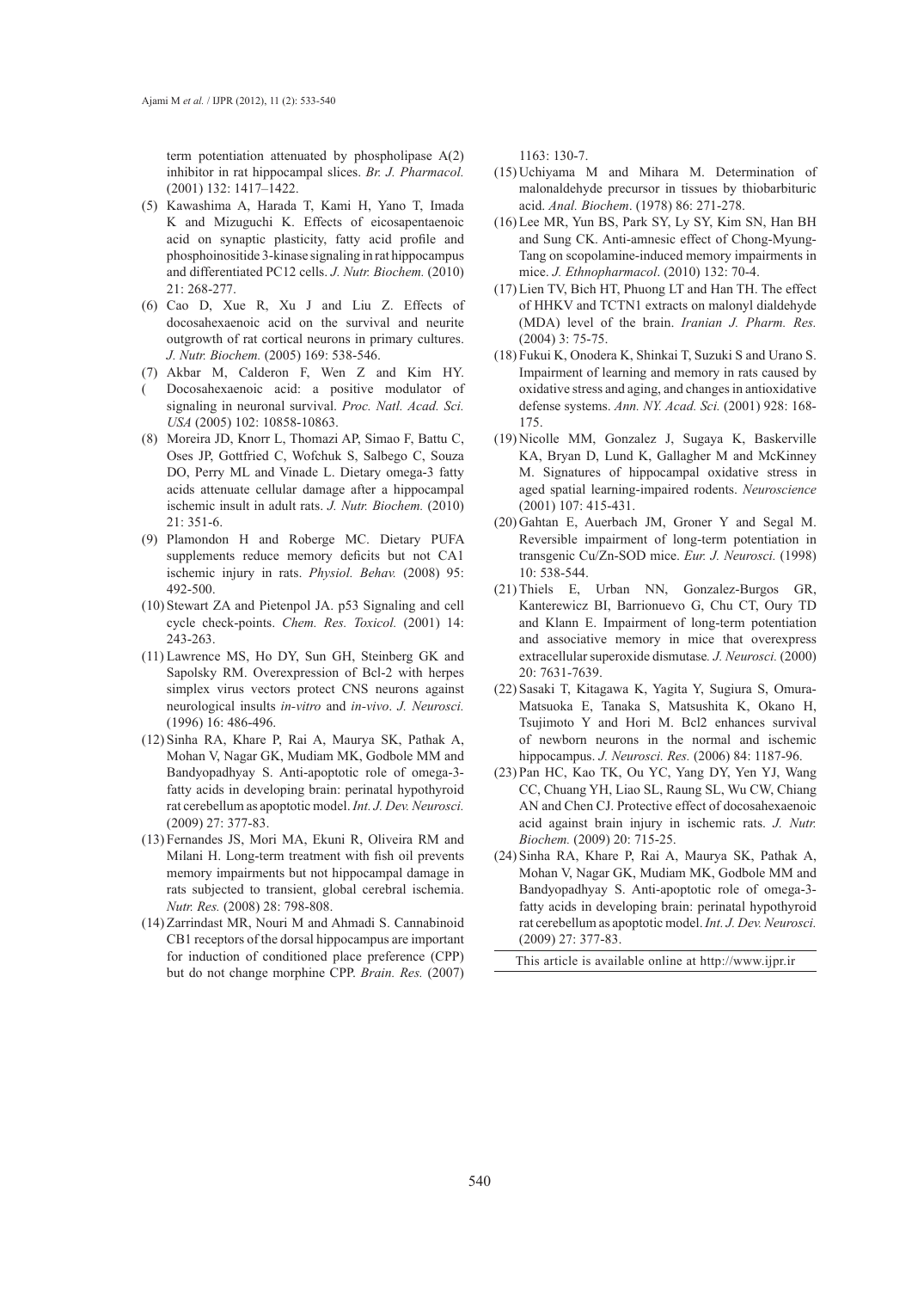term potentiation attenuated by phospholipase A(2) inhibitor in rat hippocampal slices. *Br. J. Pharmacol.* (2001) 132: 1417–1422.

(5) Kawashima A, Harada T, Kami H, Yano T, Imada K and Mizuguchi K. Effects of eicosapentaenoic acid on synaptic plasticity, fatty acid profile and phosphoinositide 3-kinase signaling in rat hippocampus and differentiated PC12 cells. *J. Nutr. Biochem.* (2010) 21: 268-277.

(6) Cao D, Xue R, Xu J and Liu Z. Effects of docosahexaenoic acid on the survival and neurite outgrowth of rat cortical neurons in primary cultures. *J. Nutr. Biochem.* (2005) 169: 538-546.

(7) Akbar M, Calderon F, Wen Z and Kim HY. Docosahexaenoic acid: a positive modulator of signaling in neuronal survival. *Proc. Natl. Acad. Sci. USA* (2005) 102: 10858-10863.

(8) Moreira JD, Knorr L, Thomazi AP, Simao F, Battu C, Oses JP, Gottfried C, Wofchuk S, Salbego C, Souza DO, Perry ML and Vinade L. Dietary omega-3 fatty acids attenuate cellular damage after a hippocampal ischemic insult in adult rats. *J. Nutr. Biochem.* (2010) 21: 351-6.

(9) Plamondon H and Roberge MC. Dietary PUFA supplements reduce memory deficits but not CA1 ischemic injury in rats. *Physiol. Behav.* (2008) 95: 492-500.

(10) Stewart ZA and Pietenpol JA. p53 Signaling and cell cycle check-points. *Chem. Res. Toxicol.* (2001) 14: 243-263.

(11) Lawrence MS, Ho DY, Sun GH, Steinberg GK and Sapolsky RM. Overexpression of Bcl-2 with herpes simplex virus vectors protect CNS neurons against neurological insults *in-vitro* and *in-vivo*. *J. Neurosci.* (1996) 16: 486-496.

(12) Sinha RA, Khare P, Rai A, Maurya SK, Pathak A, Mohan V, Nagar GK, Mudiam MK, Godbole MM and Bandyopadhyay S. Anti-apoptotic role of omega-3-fatty acids in developing brain: perinatal hypothyroid rat cerebellum as apoptotic model. *Int. J. Dev. Neurosci.* (2009) 27: 377-83.

(13) Fernandes JS, Mori MA, Ekuni R, Oliveira RM and Milani H. Long-term treatment with fish oil prevents memory impairments but not hippocampal damage in rats subjected to transient, global cerebral ischemia. *Nutr. Res.* (2008) 28: 798-808.

(14) Zarrindast MR, Nouri M and Ahmadi S. Cannabinoid CB1 receptors of the dorsal hippocampus are important for induction of conditioned place preference (CPP) but do not change morphine CPP. *Brain. Res.* (2007) 1163: 130-7.

(15) Uchiyama M and Mihara M. Determination of malonaldehyde precursor in tissues by thiobarbituric acid. *Anal. Biochem*. (1978) 86: 271-278.

(16) Lee MR, Yun BS, Park SY, Ly SY, Kim SN, Han BH and Sung CK. Anti-amnesic effect of Chong-Myung-Tang on scopolamine-induced memory impairments in mice. *J. Ethnopharmacol*. (2010) 132: 70-4.

(17) Lien TV, Bich HT, Phuong LT and Han TH. The effect of HHKV and TCTN1 extracts on malonyl dialdehyde (MDA) level of the brain. *Iranian J. Pharm. Res.* (2004) 3: 75-75.

(18) Fukui K, Onodera K, Shinkai T, Suzuki S and Urano S. Impairment of learning and memory in rats caused by oxidative stress and aging, and changes in antioxidative defense systems. *Ann. NY. Acad. Sci.* (2001) 928: 168-175.

(19) Nicolle MM, Gonzalez J, Sugaya K, Baskerville KA, Bryan D, Lund K, Gallagher M and McKinney M. Signatures of hippocampal oxidative stress in aged spatial learning-impaired rodents. *Neuroscience* (2001) 107: 415-431.

(20) Gahtan E, Auerbach JM, Groner Y and Segal M. Reversible impairment of long-term potentiation in transgenic Cu/Zn-SOD mice. *Eur. J. Neurosci.* (1998) 10: 538-544.

(21) Thiels E, Urban NN, Gonzalez-Burgos GR, Kanterewicz BI, Barrionuevo G, Chu CT, Oury TD and Klann E. Impairment of long-term potentiation and associative memory in mice that overexpress extracellular superoxide dismutase*. J. Neurosci.* (2000) 20: 7631-7639.

(22) Sasaki T, Kitagawa K, Yagita Y, Sugiura S, Omura-Matsuoka E, Tanaka S, Matsushita K, Okano H, Tsujimoto Y and Hori M. Bcl2 enhances survival of newborn neurons in the normal and ischemic hippocampus. *J. Neurosci. Res.* (2006) 84: 1187-96.

(23) Pan HC, Kao TK, Ou YC, Yang DY, Yen YJ, Wang CC, Chuang YH, Liao SL, Raung SL, Wu CW, Chiang AN and Chen CJ. Protective effect of docosahexaenoic acid against brain injury in ischemic rats. *J. Nutr. Biochem.* (2009) 20: 715-25.

(24) Sinha RA, Khare P, Rai A, Maurya SK, Pathak A, Mohan V, Nagar GK, Mudiam MK, Godbole MM and Bandyopadhyay S. Anti-apoptotic role of omega-3-fatty acids in developing brain: perinatal hypothyroid rat cerebellum as apoptotic model. *Int. J. Dev. Neurosci.* (2009) 27: 377-83.

This article is available online at http://www.ijpr.ir